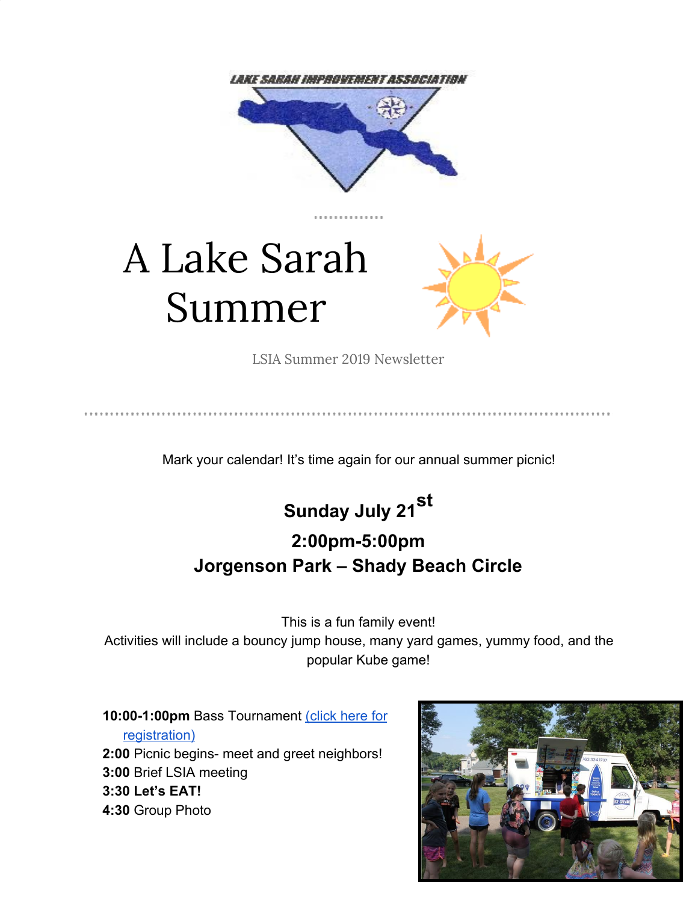LAKE SARAH IMPROVEMENT ASSOCIATION

# A Lake Sarah Summer

LSIA Summer 2019 Newsletter

Mark your calendar! It's time again for our annual summer picnic!

**Sunday July 21st**

**2:00pm-5:00pm**

**Jorgenson Park – Shady Beach Circle**

This is a fun family event!
Activities will include a bouncy jump house, many yard games, yummy food, and the popular Kube game!

- **10:00-1:00pm** Bass Tournament (click here for registration)
- **2:00** Picnic begins- meet and greet neighbors!
- **3:00** Brief LSIA meeting
- **3:30 Let's EAT!**
- **4:30** Group Photo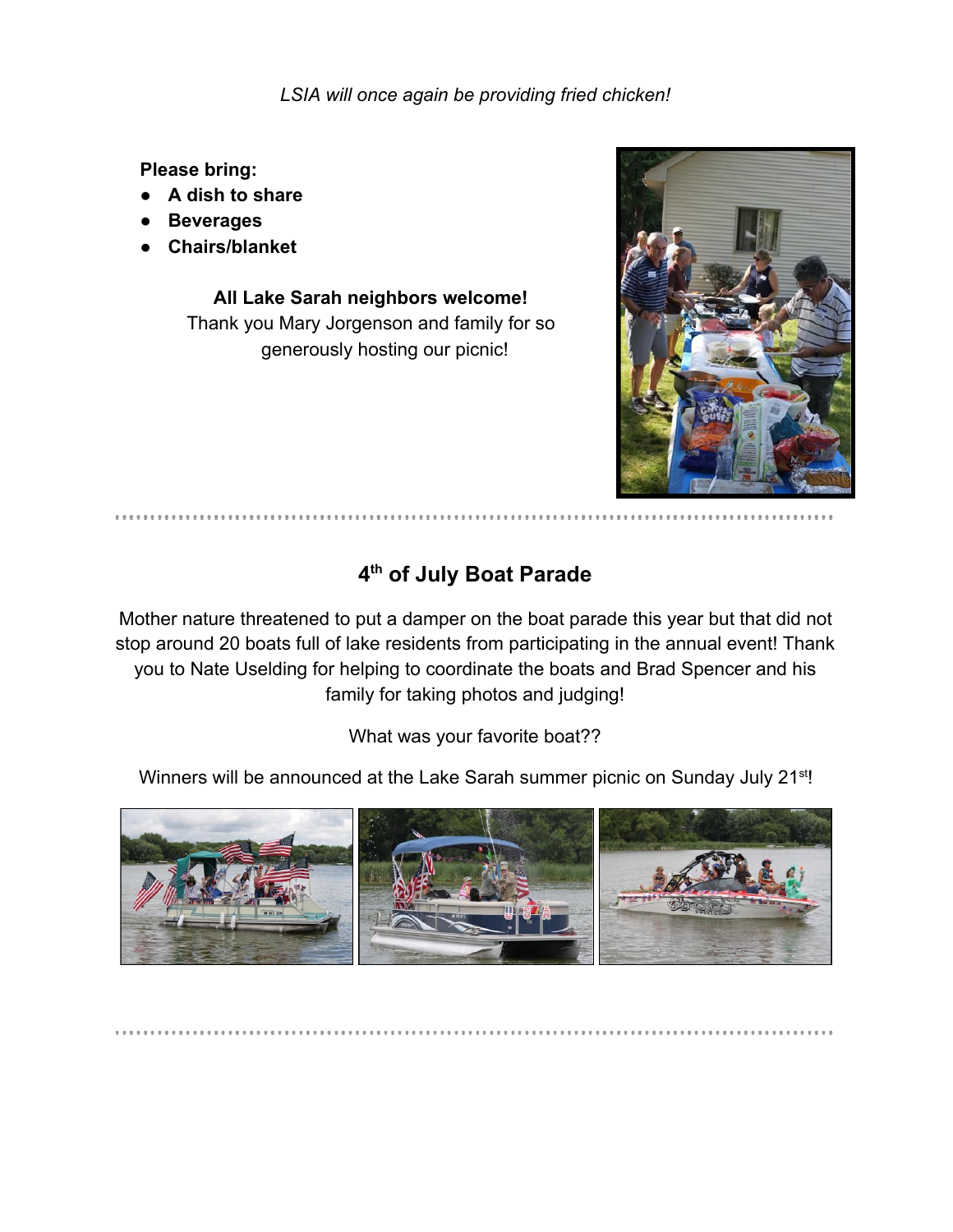*LSIA will once again be providing fried chicken!*

**Please bring:**

- **A dish to share**
- **Beverages**
- **Chairs/blanket**

**All Lake Sarah neighbors welcome!**

Thank you Mary Jorgenson and family for so generously hosting our picnic!

## 4th of July Boat Parade

Mother nature threatened to put a damper on the boat parade this year but that did not stop around 20 boats full of lake residents from participating in the annual event! Thank you to Nate Uselding for helping to coordinate the boats and Brad Spencer and his family for taking photos and judging!

What was your favorite boat??

Winners will be announced at the Lake Sarah summer picnic on Sunday July 21st!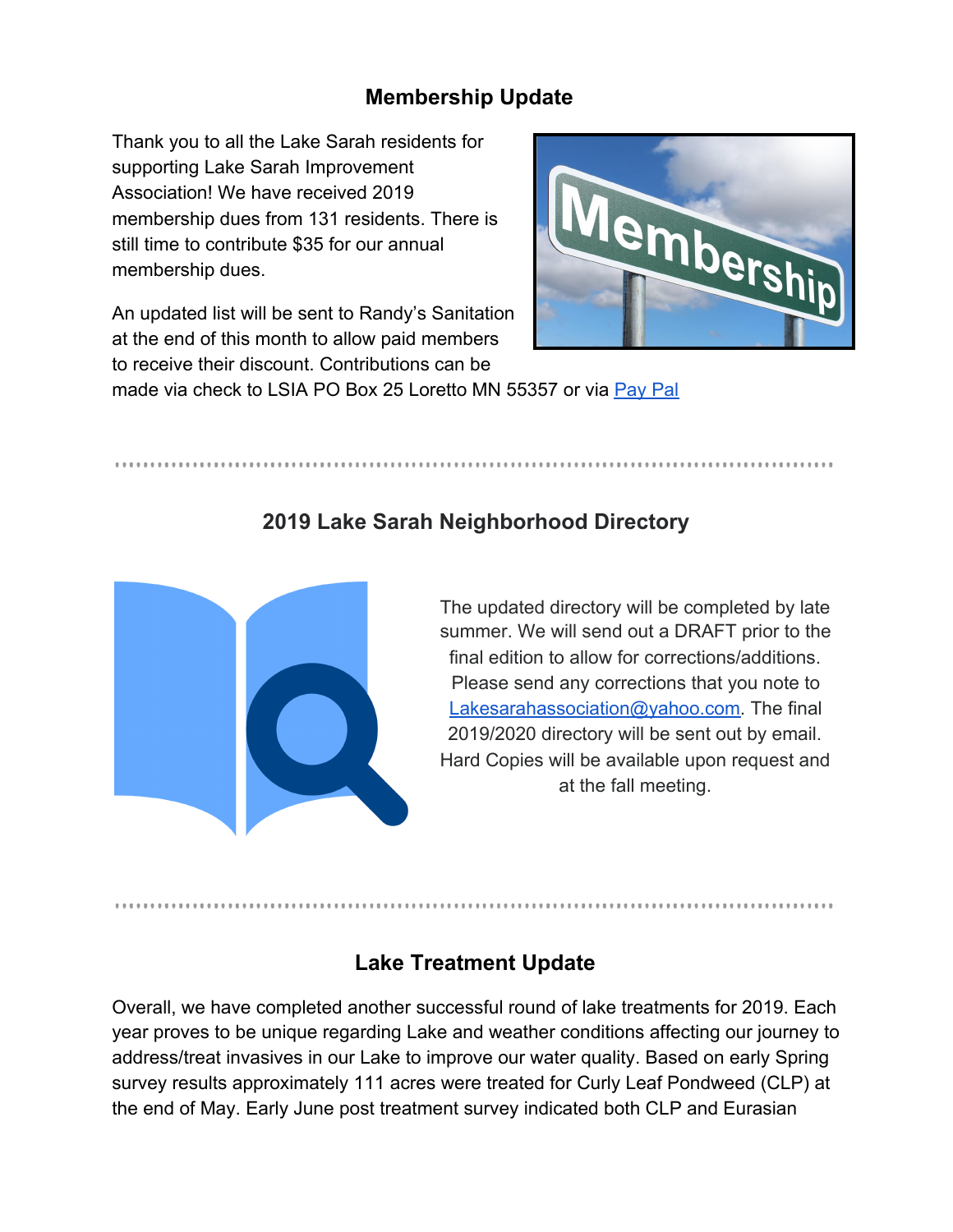## Membership Update

Thank you to all the Lake Sarah residents for supporting Lake Sarah Improvement Association! We have received 2019 membership dues from 131 residents. There is still time to contribute $35 for our annual membership dues.

An updated list will be sent to Randy's Sanitation at the end of this month to allow paid members to receive their discount. Contributions can be made via check to LSIA PO Box 25 Loretto MN 55357 or via Pay Pal

## 2019 Lake Sarah Neighborhood Directory

The updated directory will be completed by late summer. We will send out a DRAFT prior to the final edition to allow for corrections/additions. Please send any corrections that you note to Lakesarahassociation@yahoo.com. The final 2019/2020 directory will be sent out by email. Hard Copies will be available upon request and at the fall meeting.

## Lake Treatment Update

Overall, we have completed another successful round of lake treatments for 2019. Each year proves to be unique regarding Lake and weather conditions affecting our journey to address/treat invasives in our Lake to improve our water quality. Based on early Spring survey results approximately 111 acres were treated for Curly Leaf Pondweed (CLP) at the end of May. Early June post treatment survey indicated both CLP and Eurasian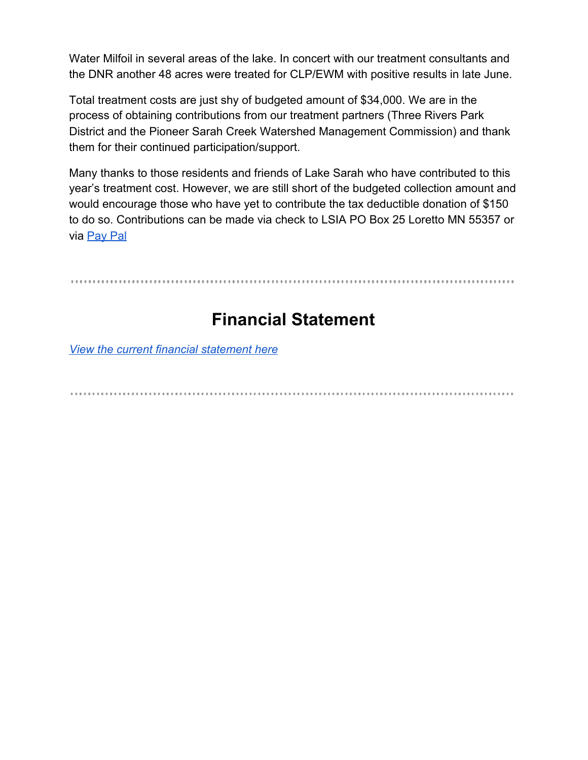Water Milfoil in several areas of the lake. In concert with our treatment consultants and the DNR another 48 acres were treated for CLP/EWM with positive results in late June.

Total treatment costs are just shy of budgeted amount of $34,000. We are in the process of obtaining contributions from our treatment partners (Three Rivers Park District and the Pioneer Sarah Creek Watershed Management Commission) and thank them for their continued participation/support.

Many thanks to those residents and friends of Lake Sarah who have contributed to this year's treatment cost. However, we are still short of the budgeted collection amount and would encourage those who have yet to contribute the tax deductible donation of $150 to do so. Contributions can be made via check to LSIA PO Box 25 Loretto MN 55357 or via Pay Pal

---

## Financial Statement

*View the current financial statement here*

---